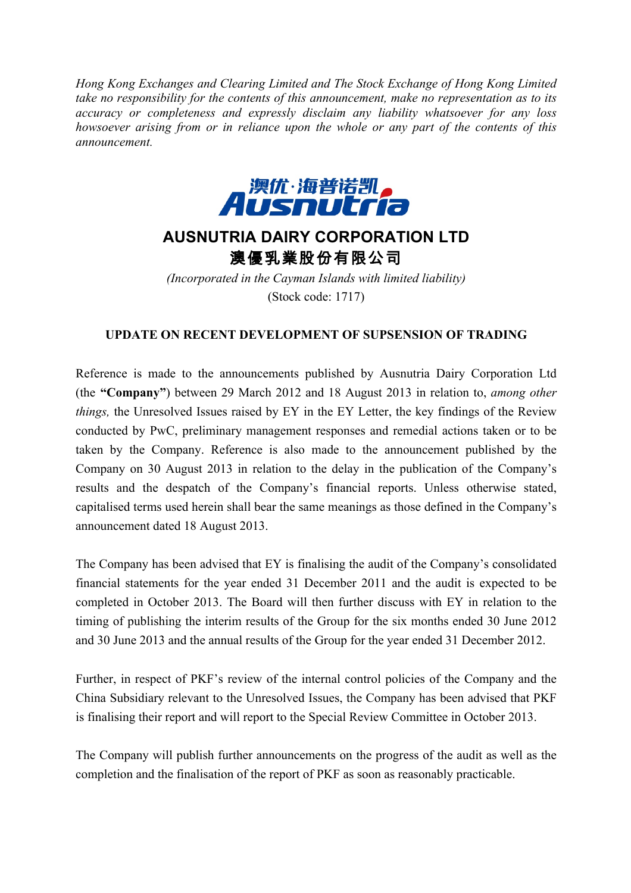*Hong Kong Exchanges and Clearing Limited and The Stock Exchange of Hong Kong Limited take no responsibility for the contents of this announcement, make no representation as to its accuracy or completeness and expressly disclaim any liability whatsoever for any loss howsoever arising from or in reliance upon the whole or any part of the contents of this announcement.*

澳优·海普诺凯
Ausnutria

# AUSNUTRIA DAIRY CORPORATION LTD
# 澳優乳業股份有限公司

*(Incorporated in the Cayman Islands with limited liability)*
(Stock code: 1717)

## UPDATE ON RECENT DEVELOPMENT OF SUPSENSION OF TRADING

Reference is made to the announcements published by Ausnutria Dairy Corporation Ltd (the **"Company"**) between 29 March 2012 and 18 August 2013 in relation to, *among other things,* the Unresolved Issues raised by EY in the EY Letter, the key findings of the Review conducted by PwC, preliminary management responses and remedial actions taken or to be taken by the Company. Reference is also made to the announcement published by the Company on 30 August 2013 in relation to the delay in the publication of the Company's results and the despatch of the Company's financial reports. Unless otherwise stated, capitalised terms used herein shall bear the same meanings as those defined in the Company's announcement dated 18 August 2013.

The Company has been advised that EY is finalising the audit of the Company's consolidated financial statements for the year ended 31 December 2011 and the audit is expected to be completed in October 2013. The Board will then further discuss with EY in relation to the timing of publishing the interim results of the Group for the six months ended 30 June 2012 and 30 June 2013 and the annual results of the Group for the year ended 31 December 2012.

Further, in respect of PKF's review of the internal control policies of the Company and the China Subsidiary relevant to the Unresolved Issues, the Company has been advised that PKF is finalising their report and will report to the Special Review Committee in October 2013.

The Company will publish further announcements on the progress of the audit as well as the completion and the finalisation of the report of PKF as soon as reasonably practicable.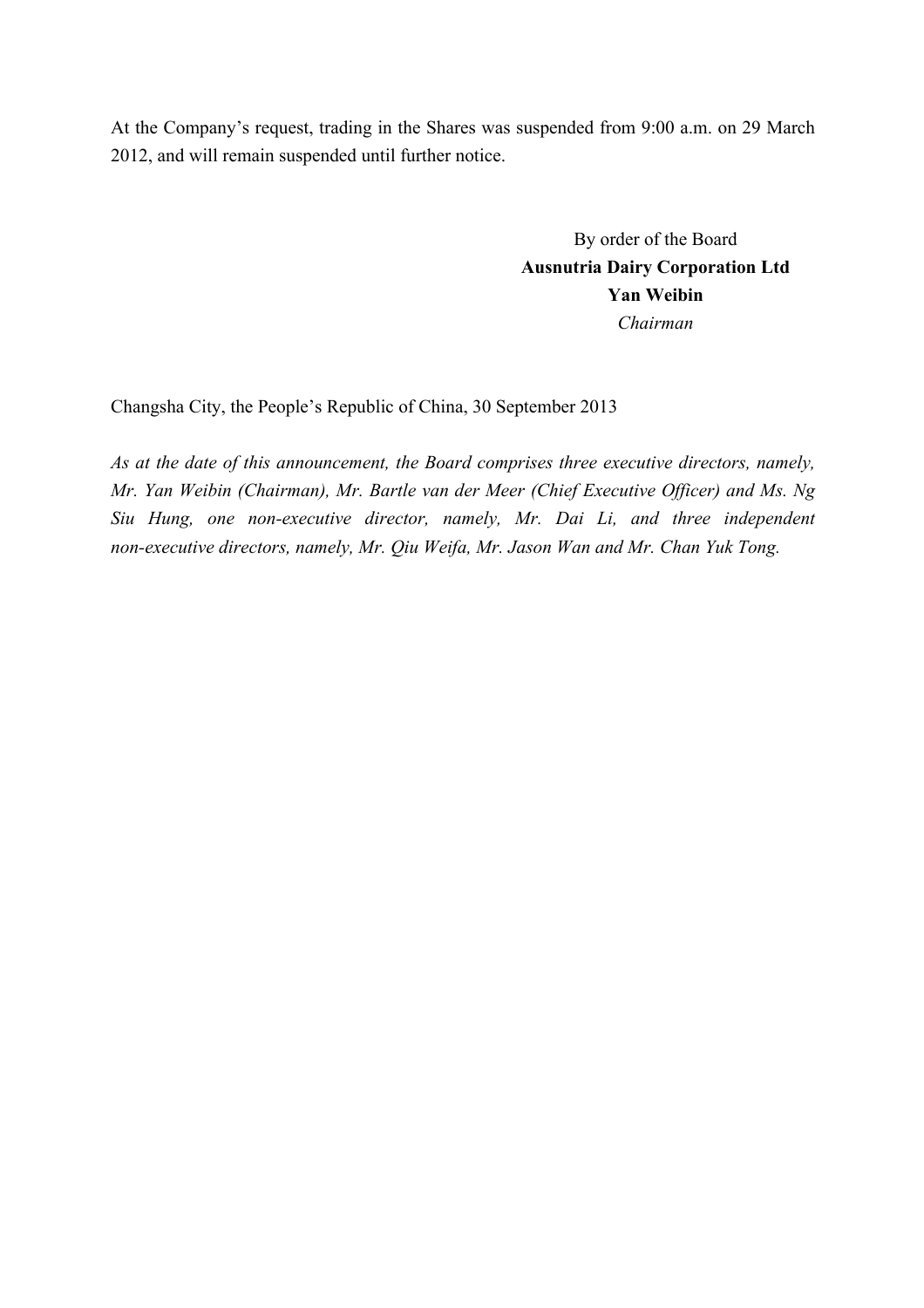At the Company's request, trading in the Shares was suspended from 9:00 a.m. on 29 March 2012, and will remain suspended until further notice.

By order of the Board
**Ausnutria Dairy Corporation Ltd**
**Yan Weibin**
*Chairman*

Changsha City, the People's Republic of China, 30 September 2013

*As at the date of this announcement, the Board comprises three executive directors, namely, Mr. Yan Weibin (Chairman), Mr. Bartle van der Meer (Chief Executive Officer) and Ms. Ng Siu Hung, one non-executive director, namely, Mr. Dai Li, and three independent non-executive directors, namely, Mr. Qiu Weifa, Mr. Jason Wan and Mr. Chan Yuk Tong.*